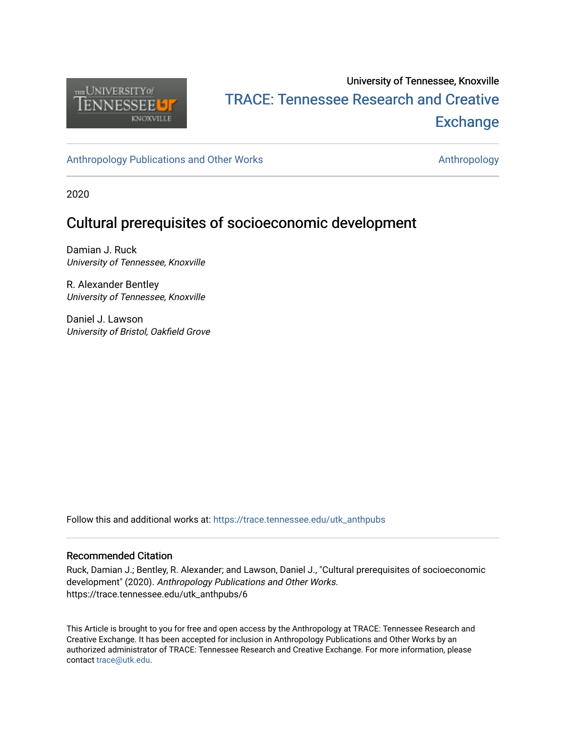University of Tennessee, Knoxville

TRACE: Tennessee Research and Creative Exchange

Anthropology Publications and Other Works

Anthropology

2020

# Cultural prerequisites of socioeconomic development

Damian J. Ruck
*University of Tennessee, Knoxville*

R. Alexander Bentley
*University of Tennessee, Knoxville*

Daniel J. Lawson
*University of Bristol, Oakfield Grove*

Follow this and additional works at: https://trace.tennessee.edu/utk_anthpubs

## Recommended Citation

Ruck, Damian J.; Bentley, R. Alexander; and Lawson, Daniel J., "Cultural prerequisites of socioeconomic development" (2020). *Anthropology Publications and Other Works.* https://trace.tennessee.edu/utk_anthpubs/6

This Article is brought to you for free and open access by the Anthropology at TRACE: Tennessee Research and Creative Exchange. It has been accepted for inclusion in Anthropology Publications and Other Works by an authorized administrator of TRACE: Tennessee Research and Creative Exchange. For more information, please contact trace@utk.edu.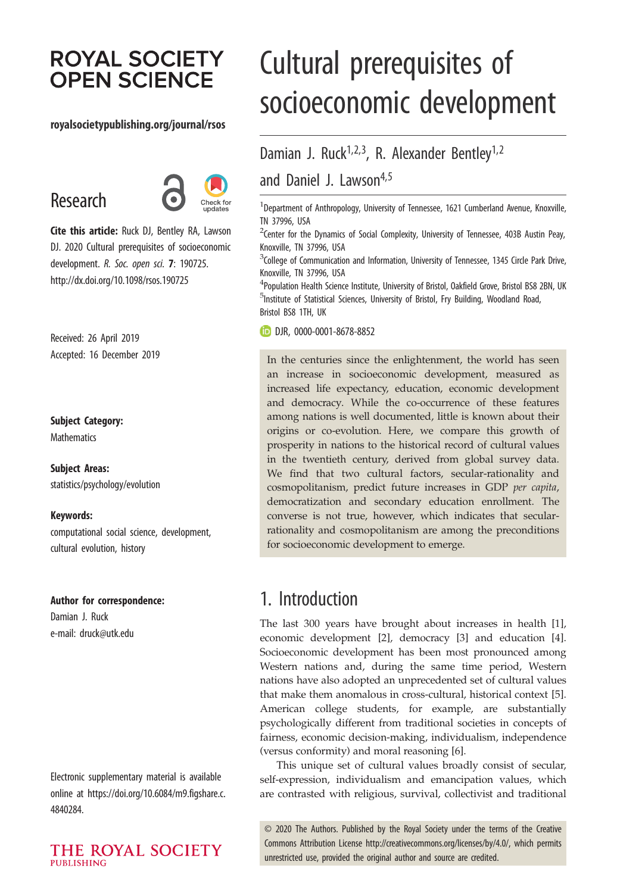# ROYAL SOCIETY OPEN SCIENCE

royalsocietypublishing.org/journal/rsos

## Research

**Cite this article:** Ruck DJ, Bentley RA, Lawson DJ. 2020 Cultural prerequisites of socioeconomic development. *R. Soc. open sci.* **7**: 190725. http://dx.doi.org/10.1098/rsos.190725

Received: 26 April 2019
Accepted: 16 December 2019

**Subject Category:**
Mathematics

**Subject Areas:**
statistics/psychology/evolution

**Keywords:**
computational social science, development, cultural evolution, history

**Author for correspondence:**
Damian J. Ruck
e-mail: druck@utk.edu

Electronic supplementary material is available online at https://doi.org/10.6084/m9.figshare.c.4840284.

# Cultural prerequisites of socioeconomic development

Damian J. Ruck[1,2,3], R. Alexander Bentley[1,2] and Daniel J. Lawson[4,5]

[1]Department of Anthropology, University of Tennessee, 1621 Cumberland Avenue, Knoxville, TN 37996, USA
[2]Center for the Dynamics of Social Complexity, University of Tennessee, 403B Austin Peay, Knoxville, TN 37996, USA
[3]College of Communication and Information, University of Tennessee, 1345 Circle Park Drive, Knoxville, TN 37996, USA
[4]Population Health Science Institute, University of Bristol, Oakfield Grove, Bristol BS8 2BN, UK
[5]Institute of Statistical Sciences, University of Bristol, Fry Building, Woodland Road, Bristol BS8 1TH, UK

DJR, 0000-0001-8678-8852

In the centuries since the enlightenment, the world has seen an increase in socioeconomic development, measured as increased life expectancy, education, economic development and democracy. While the co-occurrence of these features among nations is well documented, little is known about their origins or co-evolution. Here, we compare this growth of prosperity in nations to the historical record of cultural values in the twentieth century, derived from global survey data. We find that two cultural factors, secular-rationality and cosmopolitanism, predict future increases in GDP *per capita*, democratization and secondary education enrollment. The converse is not true, however, which indicates that secular-rationality and cosmopolitanism are among the preconditions for socioeconomic development to emerge.

## 1. Introduction

The last 300 years have brought about increases in health [1], economic development [2], democracy [3] and education [4]. Socioeconomic development has been most pronounced among Western nations and, during the same time period, Western nations have also adopted an unprecedented set of cultural values that make them anomalous in cross-cultural, historical context [5]. American college students, for example, are substantially psychologically different from traditional societies in concepts of fairness, economic decision-making, individualism, independence (versus conformity) and moral reasoning [6].

This unique set of cultural values broadly consist of secular, self-expression, individualism and emancipation values, which are contrasted with religious, survival, collectivist and traditional

© 2020 The Authors. Published by the Royal Society under the terms of the Creative Commons Attribution License http://creativecommons.org/licenses/by/4.0/, which permits unrestricted use, provided the original author and source are credited.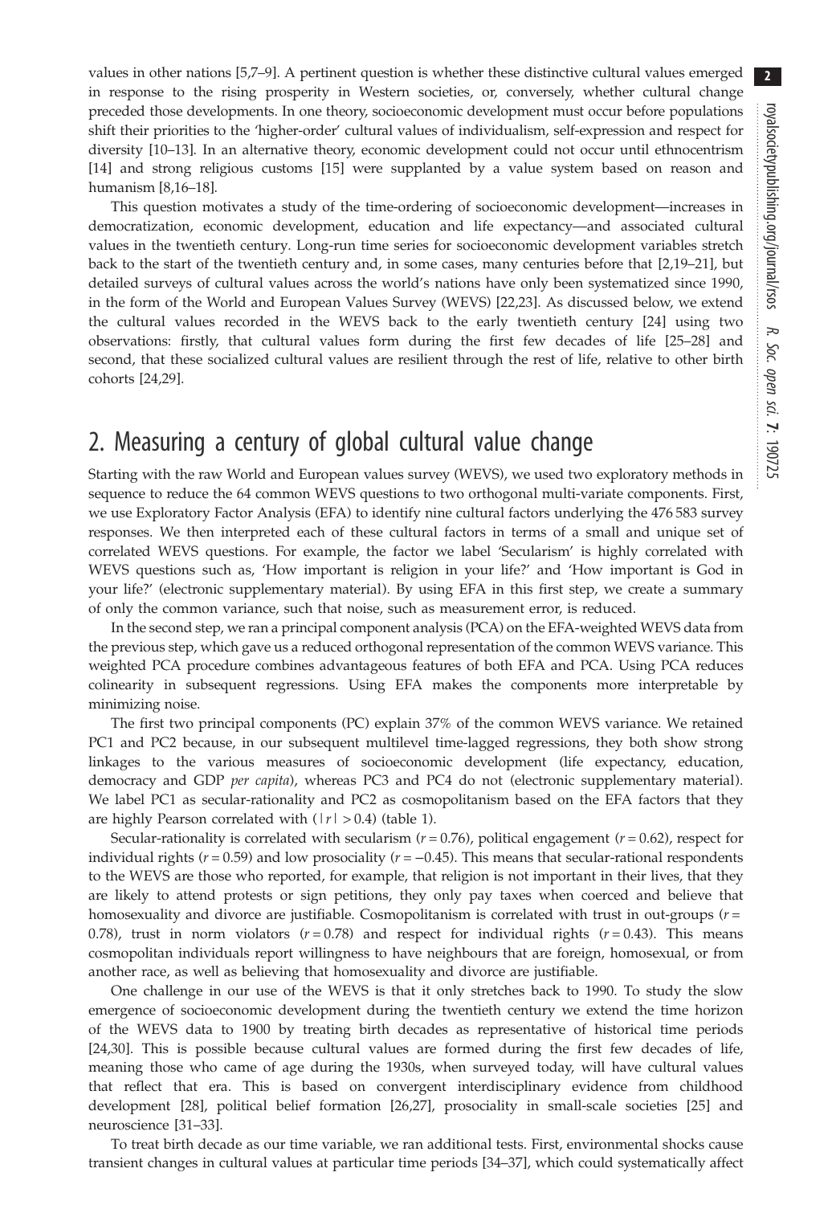values in other nations [5,7–9]. A pertinent question is whether these distinctive cultural values emerged in response to the rising prosperity in Western societies, or, conversely, whether cultural change preceded those developments. In one theory, socioeconomic development must occur before populations shift their priorities to the 'higher-order' cultural values of individualism, self-expression and respect for diversity [10–13]. In an alternative theory, economic development could not occur until ethnocentrism [14] and strong religious customs [15] were supplanted by a value system based on reason and humanism [8,16–18].

This question motivates a study of the time-ordering of socioeconomic development—increases in democratization, economic development, education and life expectancy—and associated cultural values in the twentieth century. Long-run time series for socioeconomic development variables stretch back to the start of the twentieth century and, in some cases, many centuries before that [2,19–21], but detailed surveys of cultural values across the world's nations have only been systematized since 1990, in the form of the World and European Values Survey (WEVS) [22,23]. As discussed below, we extend the cultural values recorded in the WEVS back to the early twentieth century [24] using two observations: firstly, that cultural values form during the first few decades of life [25–28] and second, that these socialized cultural values are resilient through the rest of life, relative to other birth cohorts [24,29].

## 2. Measuring a century of global cultural value change

Starting with the raw World and European values survey (WEVS), we used two exploratory methods in sequence to reduce the 64 common WEVS questions to two orthogonal multi-variate components. First, we use Exploratory Factor Analysis (EFA) to identify nine cultural factors underlying the 476 583 survey responses. We then interpreted each of these cultural factors in terms of a small and unique set of correlated WEVS questions. For example, the factor we label 'Secularism' is highly correlated with WEVS questions such as, 'How important is religion in your life?' and 'How important is God in your life?' (electronic supplementary material). By using EFA in this first step, we create a summary of only the common variance, such that noise, such as measurement error, is reduced.

In the second step, we ran a principal component analysis (PCA) on the EFA-weighted WEVS data from the previous step, which gave us a reduced orthogonal representation of the common WEVS variance. This weighted PCA procedure combines advantageous features of both EFA and PCA. Using PCA reduces colinearity in subsequent regressions. Using EFA makes the components more interpretable by minimizing noise.

The first two principal components (PC) explain 37% of the common WEVS variance. We retained PC1 and PC2 because, in our subsequent multilevel time-lagged regressions, they both show strong linkages to the various measures of socioeconomic development (life expectancy, education, democracy and GDP *per capita*), whereas PC3 and PC4 do not (electronic supplementary material). We label PC1 as secular-rationality and PC2 as cosmopolitanism based on the EFA factors that they are highly Pearson correlated with ($|r| > 0.4$) (table 1).

Secular-rationality is correlated with secularism ($r = 0.76$), political engagement ($r = 0.62$), respect for individual rights ($r = 0.59$) and low prosociality ($r = -0.45$). This means that secular-rational respondents to the WEVS are those who reported, for example, that religion is not important in their lives, that they are likely to attend protests or sign petitions, they only pay taxes when coerced and believe that homosexuality and divorce are justifiable. Cosmopolitanism is correlated with trust in out-groups ($r = 0.78$), trust in norm violators ($r = 0.78$) and respect for individual rights ($r = 0.43$). This means cosmopolitan individuals report willingness to have neighbours that are foreign, homosexual, or from another race, as well as believing that homosexuality and divorce are justifiable.

One challenge in our use of the WEVS is that it only stretches back to 1990. To study the slow emergence of socioeconomic development during the twentieth century we extend the time horizon of the WEVS data to 1900 by treating birth decades as representative of historical time periods [24,30]. This is possible because cultural values are formed during the first few decades of life, meaning those who came of age during the 1930s, when surveyed today, will have cultural values that reflect that era. This is based on convergent interdisciplinary evidence from childhood development [28], political belief formation [26,27], prosociality in small-scale societies [25] and neuroscience [31–33].

To treat birth decade as our time variable, we ran additional tests. First, environmental shocks cause transient changes in cultural values at particular time periods [34–37], which could systematically affect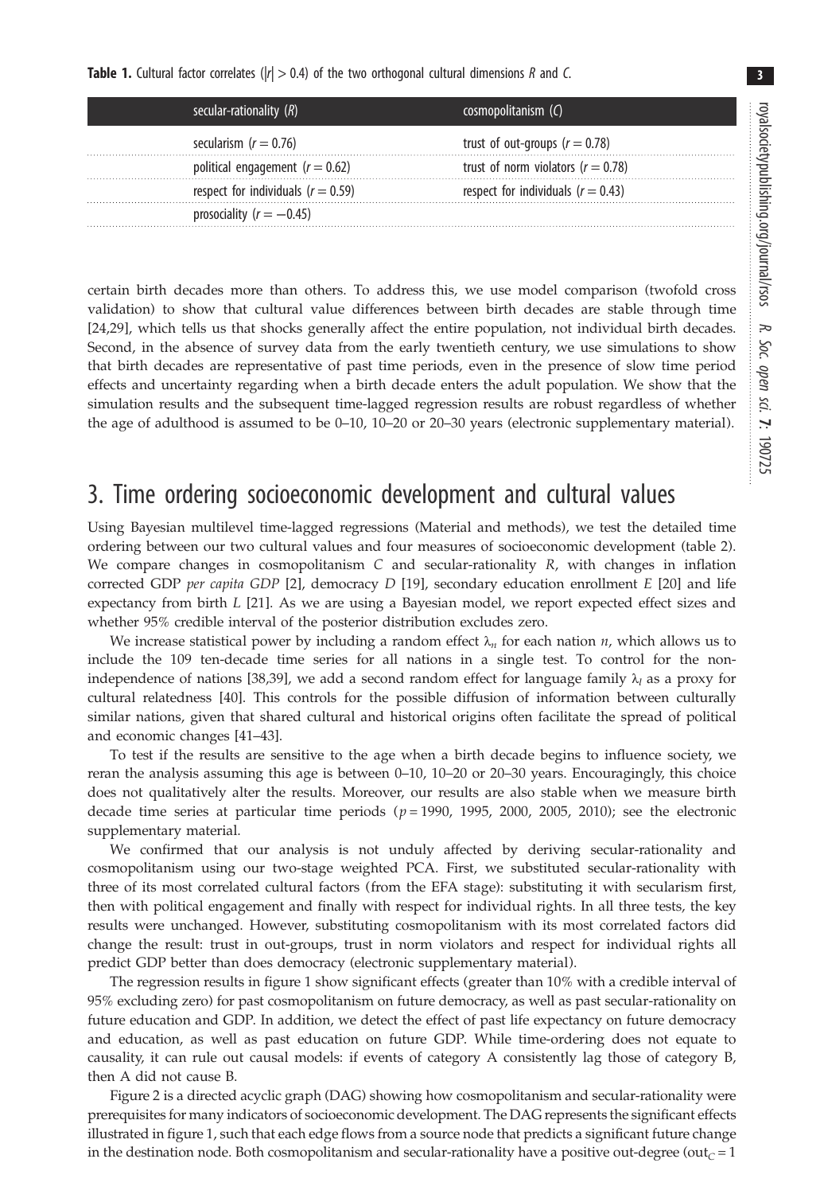**Table 1.** Cultural factor correlates ($|r| > 0.4$) of the two orthogonal cultural dimensions $R$ and $C$.

| secular-rationality ($R$) | cosmopolitanism ($C$) |
|---|---|
| secularism ($r = 0.76$) | trust of out-groups ($r = 0.78$) |
| political engagement ($r = 0.62$) | trust of norm violators ($r = 0.78$) |
| respect for individuals ($r = 0.59$) | respect for individuals ($r = 0.43$) |
| prosociality ($r = -0.45$) | |

certain birth decades more than others. To address this, we use model comparison (twofold cross validation) to show that cultural value differences between birth decades are stable through time [24,29], which tells us that shocks generally affect the entire population, not individual birth decades. Second, in the absence of survey data from the early twentieth century, we use simulations to show that birth decades are representative of past time periods, even in the presence of slow time period effects and uncertainty regarding when a birth decade enters the adult population. We show that the simulation results and the subsequent time-lagged regression results are robust regardless of whether the age of adulthood is assumed to be 0–10, 10–20 or 20–30 years (electronic supplementary material).

## 3. Time ordering socioeconomic development and cultural values

Using Bayesian multilevel time-lagged regressions (Material and methods), we test the detailed time ordering between our two cultural values and four measures of socioeconomic development (table 2). We compare changes in cosmopolitanism $C$ and secular-rationality $R$, with changes in inflation corrected GDP *per capita GDP* [2], democracy $D$ [19], secondary education enrollment $E$ [20] and life expectancy from birth $L$ [21]. As we are using a Bayesian model, we report expected effect sizes and whether 95% credible interval of the posterior distribution excludes zero.

We increase statistical power by including a random effect $\lambda_n$ for each nation $n$, which allows us to include the 109 ten-decade time series for all nations in a single test. To control for the non-independence of nations [38,39], we add a second random effect for language family $\lambda_l$ as a proxy for cultural relatedness [40]. This controls for the possible diffusion of information between culturally similar nations, given that shared cultural and historical origins often facilitate the spread of political and economic changes [41–43].

To test if the results are sensitive to the age when a birth decade begins to influence society, we reran the analysis assuming this age is between 0–10, 10–20 or 20–30 years. Encouragingly, this choice does not qualitatively alter the results. Moreover, our results are also stable when we measure birth decade time series at particular time periods ($p = 1990$, 1995, 2000, 2005, 2010); see the electronic supplementary material.

We confirmed that our analysis is not unduly affected by deriving secular-rationality and cosmopolitanism using our two-stage weighted PCA. First, we substituted secular-rationality with three of its most correlated cultural factors (from the EFA stage): substituting it with secularism first, then with political engagement and finally with respect for individual rights. In all three tests, the key results were unchanged. However, substituting cosmopolitanism with its most correlated factors did change the result: trust in out-groups, trust in norm violators and respect for individual rights all predict GDP better than does democracy (electronic supplementary material).

The regression results in figure 1 show significant effects (greater than 10% with a credible interval of 95% excluding zero) for past cosmopolitanism on future democracy, as well as past secular-rationality on future education and GDP. In addition, we detect the effect of past life expectancy on future democracy and education, as well as past education on future GDP. While time-ordering does not equate to causality, it can rule out causal models: if events of category A consistently lag those of category B, then A did not cause B.

Figure 2 is a directed acyclic graph (DAG) showing how cosmopolitanism and secular-rationality were prerequisites for many indicators of socioeconomic development. The DAG represents the significant effects illustrated in figure 1, such that each edge flows from a source node that predicts a significant future change in the destination node. Both cosmopolitanism and secular-rationality have a positive out-degree ($\text{out}_C = 1$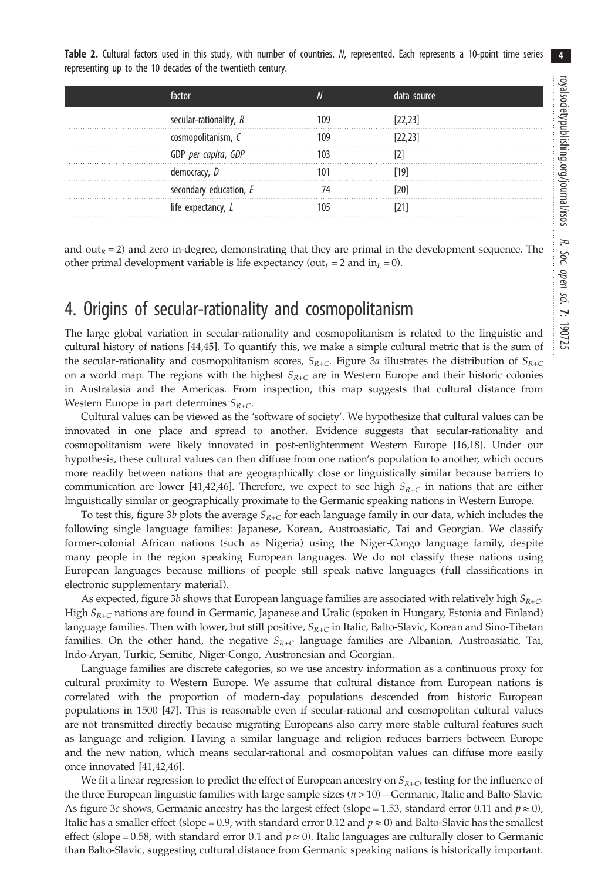**Table 2.** Cultural factors used in this study, with number of countries, *N*, represented. Each represents a 10-point time series representing up to the 10 decades of the twentieth century.

| factor | $N$ | data source |
|---|---|---|
| secular-rationality, $R$ | 109 | [22,23] |
| cosmopolitanism, $C$ | 109 | [22,23] |
| GDP *per capita*, $GDP$ | 103 | [2] |
| democracy, $D$ | 101 | [19] |
| secondary education, $E$ | 74 | [20] |
| life expectancy, $L$ | 105 | [21] |

and $\text{out}_R = 2$) and zero in-degree, demonstrating that they are primal in the development sequence. The other primal development variable is life expectancy ($\text{out}_L = 2$ and $\text{in}_L = 0$).

# 4. Origins of secular-rationality and cosmopolitanism

The large global variation in secular-rationality and cosmopolitanism is related to the linguistic and cultural history of nations [44,45]. To quantify this, we make a simple cultural metric that is the sum of the secular-rationality and cosmopolitanism scores, $S_{R+C}$. Figure 3*a* illustrates the distribution of $S_{R+C}$ on a world map. The regions with the highest $S_{R+C}$ are in Western Europe and their historic colonies in Australasia and the Americas. From inspection, this map suggests that cultural distance from Western Europe in part determines $S_{R+C}$.

Cultural values can be viewed as the 'software of society'. We hypothesize that cultural values can be innovated in one place and spread to another. Evidence suggests that secular-rationality and cosmopolitanism were likely innovated in post-enlightenment Western Europe [16,18]. Under our hypothesis, these cultural values can then diffuse from one nation's population to another, which occurs more readily between nations that are geographically close or linguistically similar because barriers to communication are lower [41,42,46]. Therefore, we expect to see high $S_{R+C}$ in nations that are either linguistically similar or geographically proximate to the Germanic speaking nations in Western Europe.

To test this, figure 3*b* plots the average $S_{R+C}$ for each language family in our data, which includes the following single language families: Japanese, Korean, Austroasiatic, Tai and Georgian. We classify former-colonial African nations (such as Nigeria) using the Niger-Congo language family, despite many people in the region speaking European languages. We do not classify these nations using European languages because millions of people still speak native languages (full classifications in electronic supplementary material).

As expected, figure 3*b* shows that European language families are associated with relatively high $S_{R+C}$. High $S_{R+C}$ nations are found in Germanic, Japanese and Uralic (spoken in Hungary, Estonia and Finland) language families. Then with lower, but still positive, $S_{R+C}$ in Italic, Balto-Slavic, Korean and Sino-Tibetan families. On the other hand, the negative $S_{R+C}$ language families are Albanian, Austroasiatic, Tai, Indo-Aryan, Turkic, Semitic, Niger-Congo, Austronesian and Georgian.

Language families are discrete categories, so we use ancestry information as a continuous proxy for cultural proximity to Western Europe. We assume that cultural distance from European nations is correlated with the proportion of modern-day populations descended from historic European populations in 1500 [47]. This is reasonable even if secular-rational and cosmopolitan cultural values are not transmitted directly because migrating Europeans also carry more stable cultural features such as language and religion. Having a similar language and religion reduces barriers between Europe and the new nation, which means secular-rational and cosmopolitan values can diffuse more easily once innovated [41,42,46].

We fit a linear regression to predict the effect of European ancestry on $S_{R+C}$, testing for the influence of the three European linguistic families with large sample sizes ($n > 10$)—Germanic, Italic and Balto-Slavic. As figure 3*c* shows, Germanic ancestry has the largest effect (slope = 1.53, standard error 0.11 and $p \approx 0$), Italic has a smaller effect (slope = 0.9, with standard error 0.12 and $p \approx 0$) and Balto-Slavic has the smallest effect (slope = 0.58, with standard error 0.1 and $p \approx 0$). Italic languages are culturally closer to Germanic than Balto-Slavic, suggesting cultural distance from Germanic speaking nations is historically important.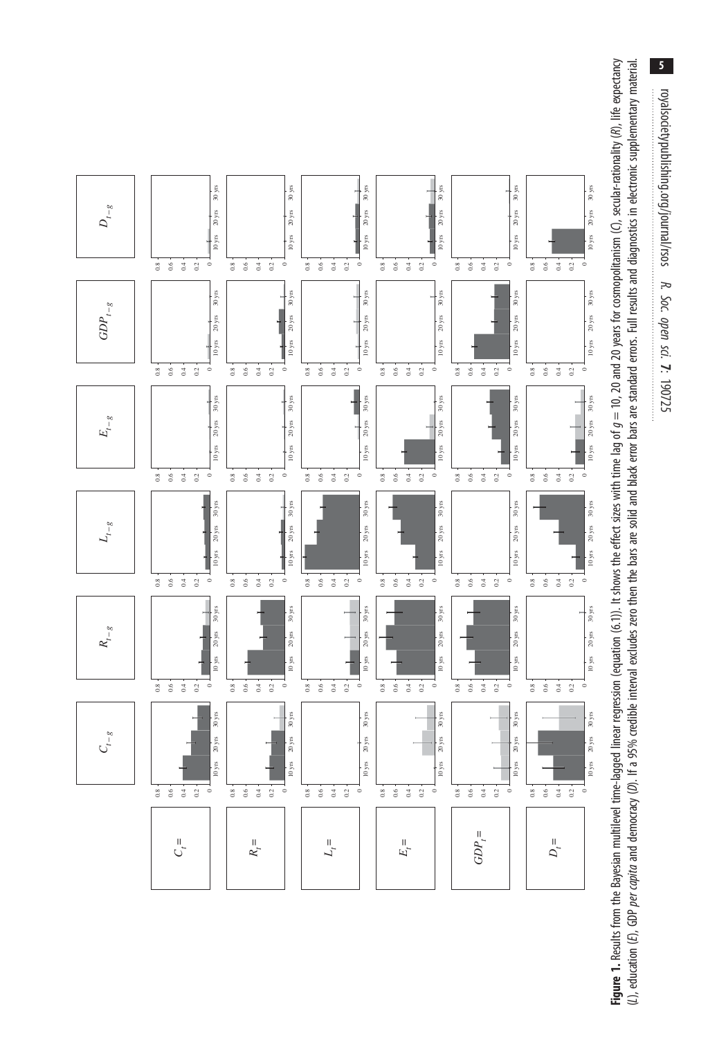**Figure 1.** Results from the Bayesian multilevel time-lagged linear regression (equation (6.1)). It shows the effect sizes with time lag of $g = 10$, 20 and 20 years for cosmopolitanism ($C$), secular-rationality ($R$), life expectancy ($L$), education ($E$), GDP *per capita* and democracy ($D$). If a 95% credible interval excludes zero then the bars are solid and black error bars are standard errors. Full results and diagnostics in electronic supplementary material.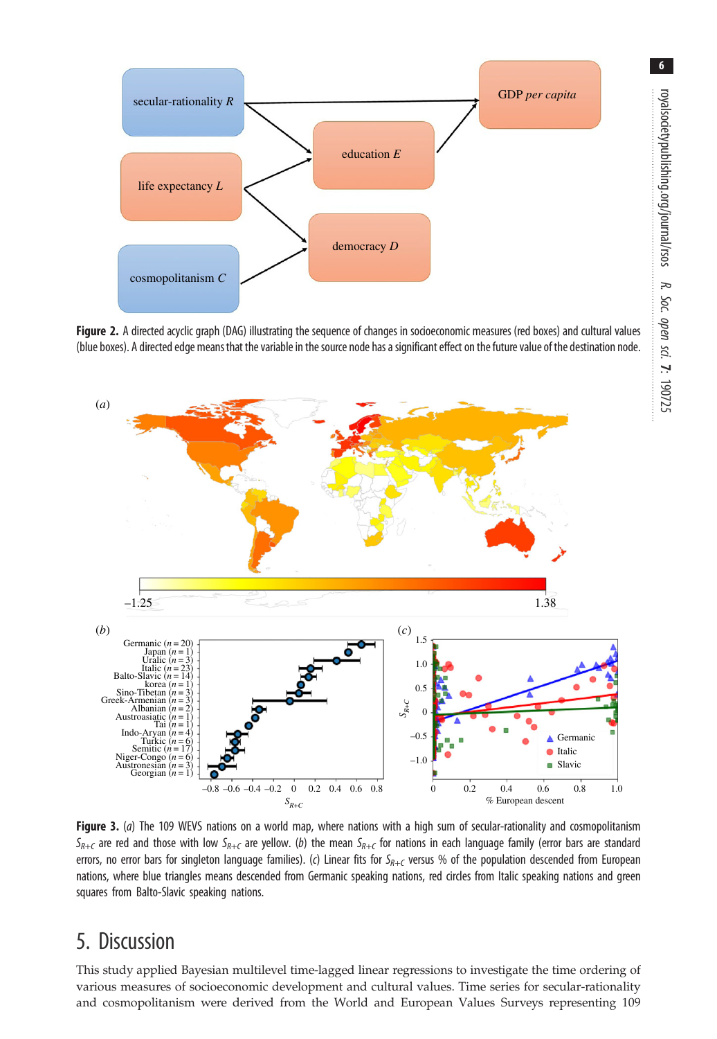**Figure 2.** A directed acyclic graph (DAG) illustrating the sequence of changes in socioeconomic measures (red boxes) and cultural values (blue boxes). A directed edge means that the variable in the source node has a significant effect on the future value of the destination node.

**Figure 3.** (*a*) The 109 WEVS nations on a world map, where nations with a high sum of secular-rationality and cosmopolitanism $S_{R+C}$ are red and those with low $S_{R+C}$ are yellow. (*b*) the mean $S_{R+C}$ for nations in each language family (error bars are standard errors, no error bars for singleton language families). (*c*) Linear fits for $S_{R+C}$ versus % of the population descended from European nations, where blue triangles means descended from Germanic speaking nations, red circles from Italic speaking nations and green squares from Balto-Slavic speaking nations.

## 5. Discussion

This study applied Bayesian multilevel time-lagged linear regressions to investigate the time ordering of various measures of socioeconomic development and cultural values. Time series for secular-rationality and cosmopolitanism were derived from the World and European Values Surveys representing 109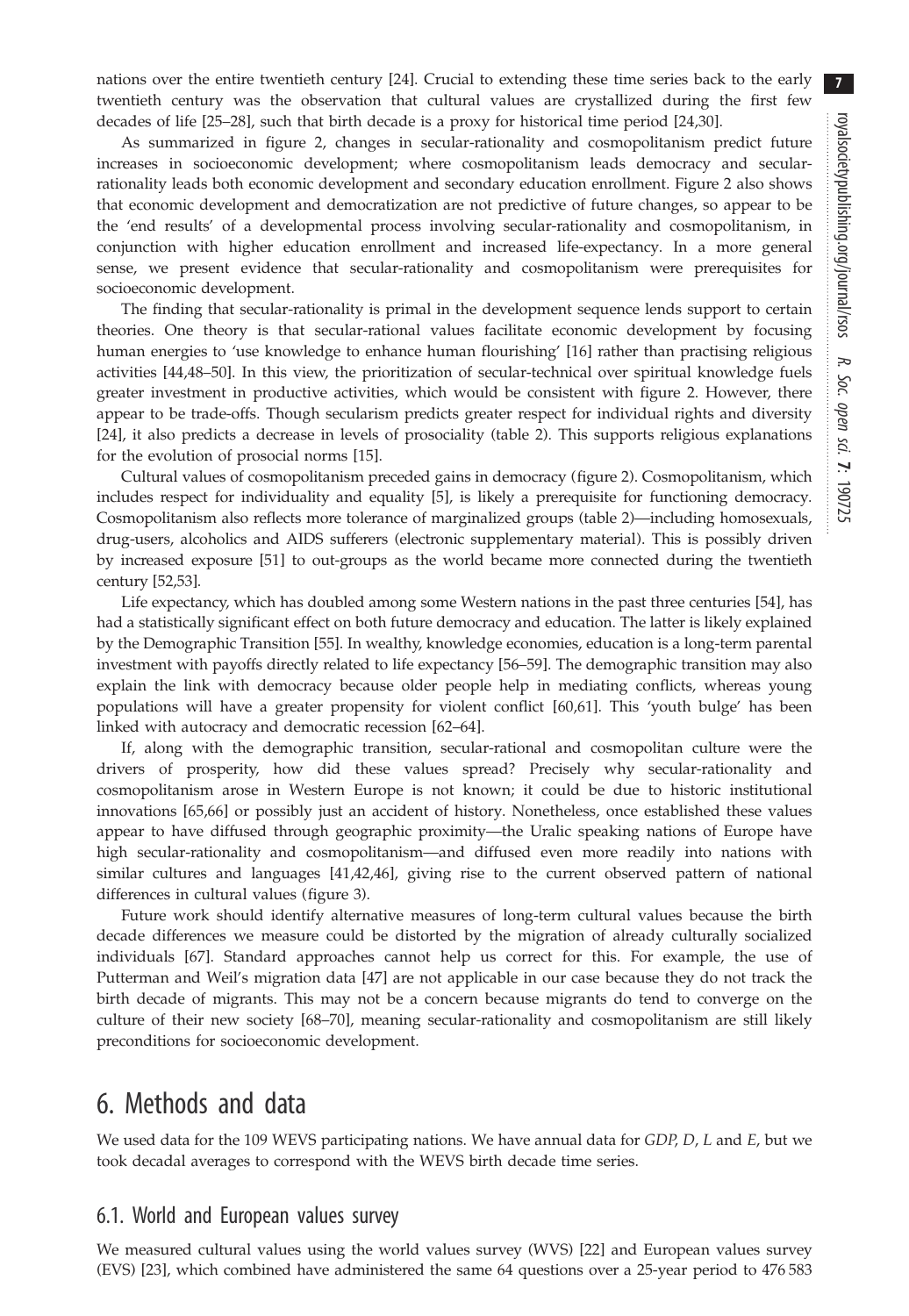nations over the entire twentieth century [24]. Crucial to extending these time series back to the early twentieth century was the observation that cultural values are crystallized during the first few decades of life [25–28], such that birth decade is a proxy for historical time period [24,30].

As summarized in figure 2, changes in secular-rationality and cosmopolitanism predict future increases in socioeconomic development; where cosmopolitanism leads democracy and secular-rationality leads both economic development and secondary education enrollment. Figure 2 also shows that economic development and democratization are not predictive of future changes, so appear to be the 'end results' of a developmental process involving secular-rationality and cosmopolitanism, in conjunction with higher education enrollment and increased life-expectancy. In a more general sense, we present evidence that secular-rationality and cosmopolitanism were prerequisites for socioeconomic development.

The finding that secular-rationality is primal in the development sequence lends support to certain theories. One theory is that secular-rational values facilitate economic development by focusing human energies to 'use knowledge to enhance human flourishing' [16] rather than practising religious activities [44,48–50]. In this view, the prioritization of secular-technical over spiritual knowledge fuels greater investment in productive activities, which would be consistent with figure 2. However, there appear to be trade-offs. Though secularism predicts greater respect for individual rights and diversity [24], it also predicts a decrease in levels of prosociality (table 2). This supports religious explanations for the evolution of prosocial norms [15].

Cultural values of cosmopolitanism preceded gains in democracy (figure 2). Cosmopolitanism, which includes respect for individuality and equality [5], is likely a prerequisite for functioning democracy. Cosmopolitanism also reflects more tolerance of marginalized groups (table 2)—including homosexuals, drug-users, alcoholics and AIDS sufferers (electronic supplementary material). This is possibly driven by increased exposure [51] to out-groups as the world became more connected during the twentieth century [52,53].

Life expectancy, which has doubled among some Western nations in the past three centuries [54], has had a statistically significant effect on both future democracy and education. The latter is likely explained by the Demographic Transition [55]. In wealthy, knowledge economies, education is a long-term parental investment with payoffs directly related to life expectancy [56–59]. The demographic transition may also explain the link with democracy because older people help in mediating conflicts, whereas young populations will have a greater propensity for violent conflict [60,61]. This 'youth bulge' has been linked with autocracy and democratic recession [62–64].

If, along with the demographic transition, secular-rational and cosmopolitan culture were the drivers of prosperity, how did these values spread? Precisely why secular-rationality and cosmopolitanism arose in Western Europe is not known; it could be due to historic institutional innovations [65,66] or possibly just an accident of history. Nonetheless, once established these values appear to have diffused through geographic proximity—the Uralic speaking nations of Europe have high secular-rationality and cosmopolitanism—and diffused even more readily into nations with similar cultures and languages [41,42,46], giving rise to the current observed pattern of national differences in cultural values (figure 3).

Future work should identify alternative measures of long-term cultural values because the birth decade differences we measure could be distorted by the migration of already culturally socialized individuals [67]. Standard approaches cannot help us correct for this. For example, the use of Putterman and Weil's migration data [47] are not applicable in our case because they do not track the birth decade of migrants. This may not be a concern because migrants do tend to converge on the culture of their new society [68–70], meaning secular-rationality and cosmopolitanism are still likely preconditions for socioeconomic development.

# 6. Methods and data

We used data for the 109 WEVS participating nations. We have annual data for $GDP$, $D$, $L$ and $E$, but we took decadal averages to correspond with the WEVS birth decade time series.

## 6.1. World and European values survey

We measured cultural values using the world values survey (WVS) [22] and European values survey (EVS) [23], which combined have administered the same 64 questions over a 25-year period to 476 583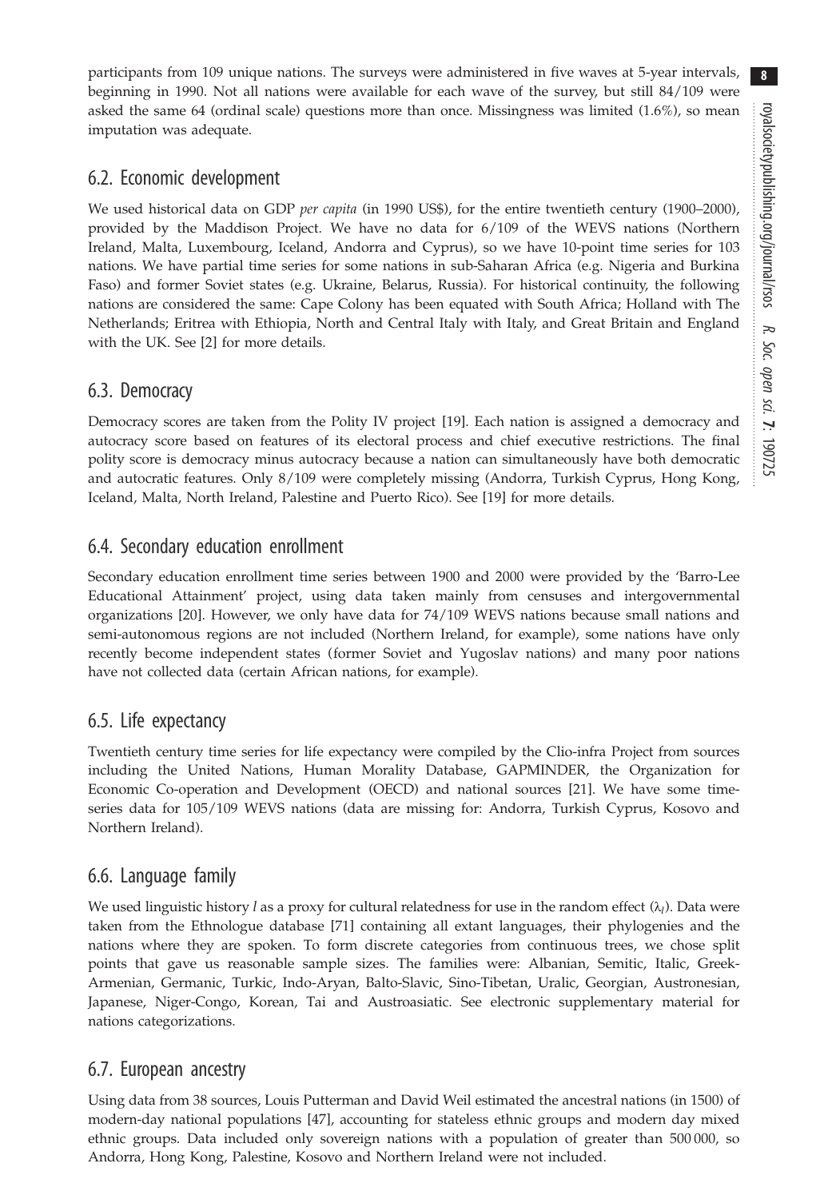participants from 109 unique nations. The surveys were administered in five waves at 5-year intervals, beginning in 1990. Not all nations were available for each wave of the survey, but still 84/109 were asked the same 64 (ordinal scale) questions more than once. Missingness was limited (1.6%), so mean imputation was adequate.

## 6.2. Economic development

We used historical data on GDP *per capita* (in 1990 US$), for the entire twentieth century (1900–2000), provided by the Maddison Project. We have no data for 6/109 of the WEVS nations (Northern Ireland, Malta, Luxembourg, Iceland, Andorra and Cyprus), so we have 10-point time series for 103 nations. We have partial time series for some nations in sub-Saharan Africa (e.g. Nigeria and Burkina Faso) and former Soviet states (e.g. Ukraine, Belarus, Russia). For historical continuity, the following nations are considered the same: Cape Colony has been equated with South Africa; Holland with The Netherlands; Eritrea with Ethiopia, North and Central Italy with Italy, and Great Britain and England with the UK. See [2] for more details.

## 6.3. Democracy

Democracy scores are taken from the Polity IV project [19]. Each nation is assigned a democracy and autocracy score based on features of its electoral process and chief executive restrictions. The final polity score is democracy minus autocracy because a nation can simultaneously have both democratic and autocratic features. Only 8/109 were completely missing (Andorra, Turkish Cyprus, Hong Kong, Iceland, Malta, North Ireland, Palestine and Puerto Rico). See [19] for more details.

## 6.4. Secondary education enrollment

Secondary education enrollment time series between 1900 and 2000 were provided by the 'Barro-Lee Educational Attainment' project, using data taken mainly from censuses and intergovernmental organizations [20]. However, we only have data for 74/109 WEVS nations because small nations and semi-autonomous regions are not included (Northern Ireland, for example), some nations have only recently become independent states (former Soviet and Yugoslav nations) and many poor nations have not collected data (certain African nations, for example).

## 6.5. Life expectancy

Twentieth century time series for life expectancy were compiled by the Clio-infra Project from sources including the United Nations, Human Morality Database, GAPMINDER, the Organization for Economic Co-operation and Development (OECD) and national sources [21]. We have some time-series data for 105/109 WEVS nations (data are missing for: Andorra, Turkish Cyprus, Kosovo and Northern Ireland).

## 6.6. Language family

We used linguistic history $l$ as a proxy for cultural relatedness for use in the random effect ($\lambda_l$). Data were taken from the Ethnologue database [71] containing all extant languages, their phylogenies and the nations where they are spoken. To form discrete categories from continuous trees, we chose split points that gave us reasonable sample sizes. The families were: Albanian, Semitic, Italic, Greek-Armenian, Germanic, Turkic, Indo-Aryan, Balto-Slavic, Sino-Tibetan, Uralic, Georgian, Austronesian, Japanese, Niger-Congo, Korean, Tai and Austroasiatic. See electronic supplementary material for nations categorizations.

## 6.7. European ancestry

Using data from 38 sources, Louis Putterman and David Weil estimated the ancestral nations (in 1500) of modern-day national populations [47], accounting for stateless ethnic groups and modern day mixed ethnic groups. Data included only sovereign nations with a population of greater than 500 000, so Andorra, Hong Kong, Palestine, Kosovo and Northern Ireland were not included.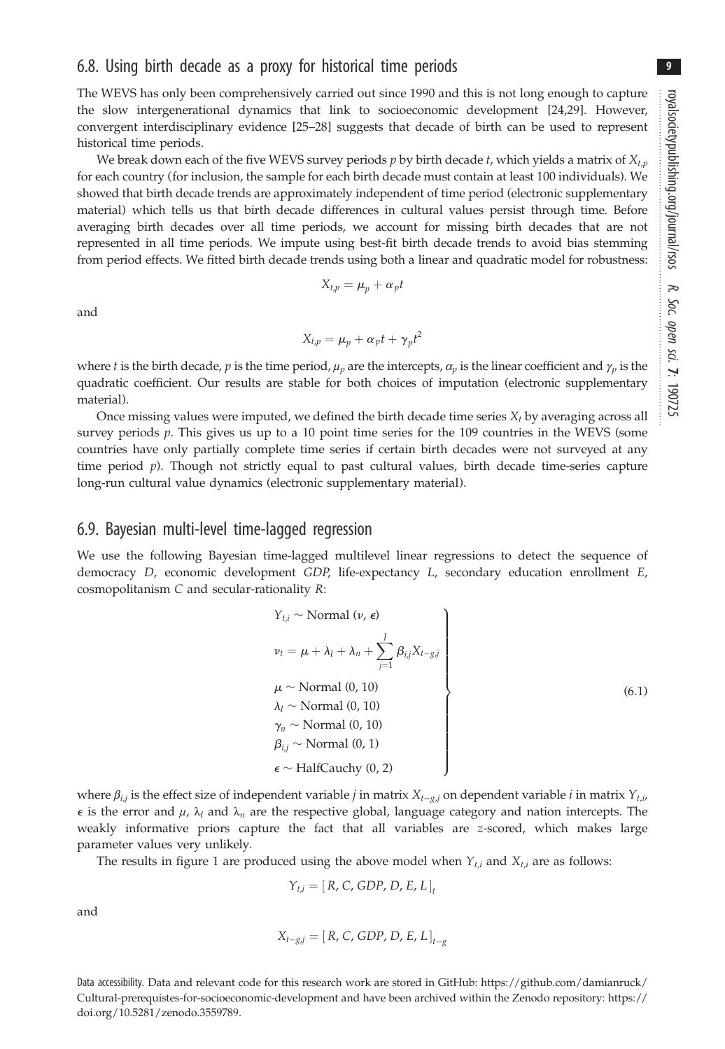## 6.8. Using birth decade as a proxy for historical time periods

The WEVS has only been comprehensively carried out since 1990 and this is not long enough to capture the slow intergenerational dynamics that link to socioeconomic development [24,29]. However, convergent interdisciplinary evidence [25–28] suggests that decade of birth can be used to represent historical time periods.

We break down each of the five WEVS survey periods $p$ by birth decade $t$, which yields a matrix of $X_{t,p}$ for each country (for inclusion, the sample for each birth decade must contain at least 100 individuals). We showed that birth decade trends are approximately independent of time period (electronic supplementary material) which tells us that birth decade differences in cultural values persist through time. Before averaging birth decades over all time periods, we account for missing birth decades that are not represented in all time periods. We impute using best-fit birth decade trends to avoid bias stemming from period effects. We fitted birth decade trends using both a linear and quadratic model for robustness:

$$X_{t,p} = \mu_p + \alpha_p t$$

and

$$X_{t,p} = \mu_p + \alpha_p t + \gamma_p t^2$$

where $t$ is the birth decade, $p$ is the time period, $\mu_p$ are the intercepts, $\alpha_p$ is the linear coefficient and $\gamma_p$ is the quadratic coefficient. Our results are stable for both choices of imputation (electronic supplementary material).

Once missing values were imputed, we defined the birth decade time series $X_t$ by averaging across all survey periods $p$. This gives us up to a 10 point time series for the 109 countries in the WEVS (some countries have only partially complete time series if certain birth decades were not surveyed at any time period $p$). Though not strictly equal to past cultural values, birth decade time-series capture long-run cultural value dynamics (electronic supplementary material).

## 6.9. Bayesian multi-level time-lagged regression

We use the following Bayesian time-lagged multilevel linear regressions to detect the sequence of democracy $D$, economic development $GDP$, life-expectancy $L$, secondary education enrollment $E$, cosmopolitanism $C$ and secular-rationality $R$:

$$\left.\begin{aligned}
&Y_{t,i} \sim \text{Normal}\,(\nu, \epsilon) \\
&\nu_t = \mu + \lambda_l + \lambda_n + \sum_{j=1}^{J} \beta_{i,j} X_{t-g,j} \\
&\mu \sim \text{Normal}\,(0, 10) \\
&\lambda_l \sim \text{Normal}\,(0, 10) \\
&\gamma_n \sim \text{Normal}\,(0, 10) \\
&\beta_{i,j} \sim \text{Normal}\,(0, 1) \\
&\epsilon \sim \text{HalfCauchy}\,(0, 2)
\end{aligned}\right\} \tag{6.1}$$

where $\beta_{i,j}$ is the effect size of independent variable $j$ in matrix $X_{t-g,j}$ on dependent variable $i$ in matrix $Y_{t,i}$, $\epsilon$ is the error and $\mu$, $\lambda_l$ and $\lambda_n$ are the respective global, language category and nation intercepts. The weakly informative priors capture the fact that all variables are $z$-scored, which makes large parameter values very unlikely.

The results in figure 1 are produced using the above model when $Y_{t,i}$ and $X_{t,i}$ are as follows:

$$Y_{t,i} = [R, C, GDP, D, E, L]_t$$

and

$$X_{t-g,j} = [R, C, GDP, D, E, L]_{t-g}$$

Data accessibility. Data and relevant code for this research work are stored in GitHub: https://github.com/damianruck/Cultural-prerequistes-for-socioeconomic-development and have been archived within the Zenodo repository: https://doi.org/10.5281/zenodo.3559789.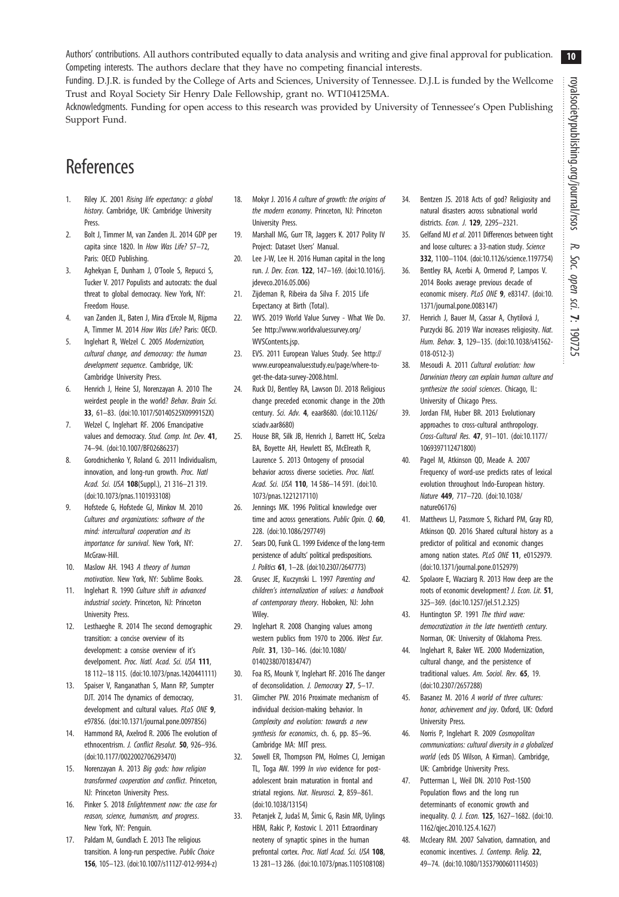Authors' contributions. All authors contributed equally to data analysis and writing and give final approval for publication.

Competing interests. The authors declare that they have no competing financial interests.

Funding. D.J.R. is funded by the College of Arts and Sciences, University of Tennessee. D.J.L is funded by the Wellcome Trust and Royal Society Sir Henry Dale Fellowship, grant no. WT104125MA.

Acknowledgments. Funding for open access to this research was provided by University of Tennessee's Open Publishing Support Fund.

# References

1. Riley JC. 2001 *Rising life expectancy: a global history*. Cambridge, UK: Cambridge University Press.
2. Bolt J, Timmer M, van Zanden JL. 2014 GDP per capita since 1820. In *How Was Life?* 57–72, Paris: OECD Publishing.
3. Aghekyan E, Dunham J, O'Toole S, Repucci S, Tucker V. 2017 Populists and autocrats: the dual threat to global democracy. New York, NY: Freedom House.
4. van Zanden JL, Baten J, Mira d'Ercole M, Rijpma A, Timmer M. 2014 *How Was Life?* Paris: OECD.
5. Inglehart R, Welzel C. 2005 *Modernization, cultural change, and democracy: the human development sequence*. Cambridge, UK: Cambridge University Press.
6. Henrich J, Heine SJ, Norenzayan A. 2010 The weirdest people in the world? *Behav. Brain Sci.* **33**, 61–83. (doi:10.1017/S0140525X0999152X)
7. Welzel C, Inglehart RF. 2006 Emancipative values and democracy. *Stud. Comp. Int. Dev.* **41**, 74–94. (doi:10.1007/BF02686237)
8. Gorodnichenko Y, Roland G. 2011 Individualism, innovation, and long-run growth. *Proc. Natl Acad. Sci. USA* **108**(Suppl.), 21 316–21 319. (doi:10.1073/pnas.1101933108)
9. Hofstede G, Hofstede GJ, Minkov M. 2010 *Cultures and organizations: software of the mind: intercultural cooperation and its importance for survival*. New York, NY: McGraw-Hill.
10. Maslow AH. 1943 *A theory of human motivation*. New York, NY: Sublime Books.
11. Inglehart R. 1990 *Culture shift in advanced industrial society*. Princeton, NJ: Princeton University Press.
12. Lesthaeghe R. 2014 The second demographic transition: a concise overview of its development: a consise overview of it's develpoment. *Proc. Natl. Acad. Sci. USA* **111**, 18 112–18 115. (doi:10.1073/pnas.1420441111)
13. Spaiser V, Ranganathan S, Mann RP, Sumpter DJT. 2014 The dynamics of democracy, development and cultural values. *PLoS ONE* **9**, e97856. (doi:10.1371/journal.pone.0097856)
14. Hammond RA, Axelrod R. 2006 The evolution of ethnocentrism. *J. Conflict Resolut.* **50**, 926–936. (doi:10.1177/0022002706293470)
15. Norenzayan A. 2013 *Big gods: how religion transformed cooperation and conflict*. Princeton, NJ: Princeton University Press.
16. Pinker S. 2018 *Enlightenment now: the case for reason, science, humanism, and progress*. New York, NY: Penguin.
17. Paldam M, Gundlach E. 2013 The religious transition. A long-run perspective. *Public Choice* **156**, 105–123. (doi:10.1007/s11127-012-9934-z)
18. Mokyr J. 2016 *A culture of growth: the origins of the modern economy*. Princeton, NJ: Princeton University Press.
19. Marshall MG, Gurr TR, Jaggers K. 2017 Polity IV Project: Dataset Users' Manual.
20. Lee J-W, Lee H. 2016 Human capital in the long run. *J. Dev. Econ.* **122**, 147–169. (doi:10.1016/j.jdeveco.2016.05.006)
21. Zijdeman R, Ribeira da Silva F. 2015 Life Expectancy at Birth (Total).
22. WVS. 2019 World Value Survey - What We Do. See http://www.worldvaluessurvey.org/WVSContents.jsp.
23. EVS. 2011 European Values Study. See http://www.europeanvaluesstudy.eu/page/where-to-get-the-data-survey-2008.html.
24. Ruck DJ, Bentley RA, Lawson DJ. 2018 Religious change preceded economic change in the 20th century. *Sci. Adv.* **4**, eaar8680. (doi:10.1126/sciadv.aar8680)
25. House BR, Silk JB, Henrich J, Barrett HC, Scelza BA, Boyette AH, Hewlett BS, McElreath R, Laurence S. 2013 Ontogeny of prosocial behavior across diverse societies. *Proc. Natl. Acad. Sci. USA* **110**, 14 586–14 591. (doi:10.1073/pnas.1221217110)
26. Jennings MK. 1996 Political knowledge over time and across generations. *Public Opin. Q.* **60**, 228. (doi:10.1086/297749)
27. Sears DO, Funk CL. 1999 Evidence of the long-term persistence of adults' political predispositions. *J. Politics* **61**, 1–28. (doi:10.2307/2647773)
28. Grusec JE, Kuczynski L. 1997 *Parenting and children's internalization of values: a handbook of contemporary theory*. Hoboken, NJ: John Wiley.
29. Inglehart R. 2008 Changing values among western publics from 1970 to 2006. *West Eur. Polit.* **31**, 130–146. (doi:10.1080/01402380701834747)
30. Foa RS, Mounk Y, Inglehart RF. 2016 The danger of deconsolidation. *J. Democracy* **27**, 5–17.
31. Glimcher PW. 2016 Proximate mechanism of individual decision-making behavior. In *Complexity and evolution: towards a new synthesis for economics*, ch. 6, pp. 85–96. Cambridge MA: MIT press.
32. Sowell ER, Thompson PM, Holmes CJ, Jernigan TL, Toga AW. 1999 *In vivo* evidence for post-adolescent brain maturation in frontal and striatal regions. *Nat. Neurosci.* **2**, 859–861. (doi:10.1038/13154)
33. Petanjek Z, Judaš M, Šimic G, Rasin MR, Uylings HBM, Rakic P, Kostovic I. 2011 Extraordinary neoteny of synaptic spines in the human prefrontal cortex. *Proc. Natl Acad. Sci. USA* **108**, 13 281–13 286. (doi:10.1073/pnas.1105108108)
34. Bentzen JS. 2018 Acts of god? Religiosity and natural disasters across subnational world districts. *Econ. J.* **129**, 2295–2321.
35. Gelfand MJ *et al.* 2011 Differences between tight and loose cultures: a 33-nation study. *Science* **332**, 1100–1104. (doi:10.1126/science.1197754)
36. Bentley RA, Acerbi A, Ormerod P, Lampos V. 2014 Books average previous decade of economic misery. *PLoS ONE* **9**, e83147. (doi:10.1371/journal.pone.0083147)
37. Henrich J, Bauer M, Cassar A, Chytilová J, Purzycki BG. 2019 War increases religiosity. *Nat. Hum. Behav.* **3**, 129–135. (doi:10.1038/s41562-018-0512-3)
38. Mesoudi A. 2011 *Cultural evolution: how Darwinian theory can explain human culture and synthesize the social sciences*. Chicago, IL: University of Chicago Press.
39. Jordan FM, Huber BR. 2013 Evolutionary approaches to cross-cultural anthropology. *Cross-Cultural Res.* **47**, 91–101. (doi:10.1177/1069397112471800)
40. Pagel M, Atkinson QD, Meade A. 2007 Frequency of word-use predicts rates of lexical evolution throughout Indo-European history. *Nature* **449**, 717–720. (doi:10.1038/nature06176)
41. Matthews LJ, Passmore S, Richard PM, Gray RD, Atkinson QD. 2016 Shared cultural history as a predictor of political and economic changes among nation states. *PLoS ONE* **11**, e0152979. (doi:10.1371/journal.pone.0152979)
42. Spolaore E, Wacziarg R. 2013 How deep are the roots of economic development? *J. Econ. Lit.* **51**, 325–369. (doi:10.1257/jel.51.2.325)
43. Huntington SP. 1991 *The third wave: democratization in the late twentieth century*. Norman, OK: University of Oklahoma Press.
44. Inglehart R, Baker WE. 2000 Modernization, cultural change, and the persistence of traditional values. *Am. Sociol. Rev.* **65**, 19. (doi:10.2307/2657288)
45. Basanez M. 2016 *A world of three cultures: honor, achievement and joy*. Oxford, UK: Oxford University Press.
46. Norris P, Inglehart R. 2009 *Cosmopolitan communications: cultural diversity in a globalized world* (eds DS Wilson, A Kirman). Cambridge, UK: Cambridge University Press.
47. Putterman L, Weil DN. 2010 Post-1500 Population flows and the long run determinants of economic growth and inequality. *Q. J. Econ.* **125**, 1627–1682. (doi:10.1162/qjec.2010.125.4.1627)
48. Mccleary RM. 2007 Salvation, damnation, and economic incentives. *J. Contemp. Relig.* **22**, 49–74. (doi:10.1080/13537900601114503)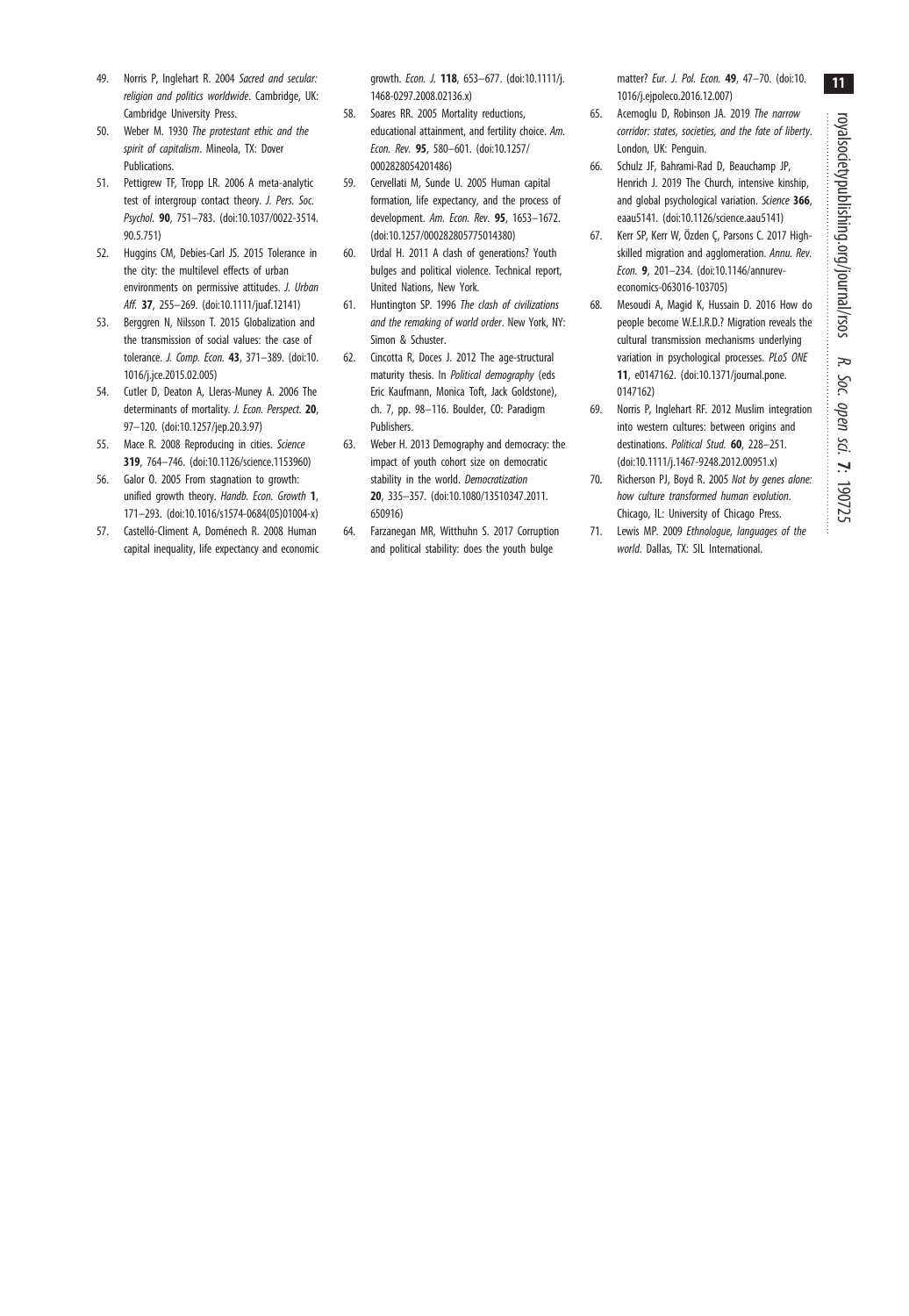49. Norris P, Inglehart R. 2004 *Sacred and secular: religion and politics worldwide*. Cambridge, UK: Cambridge University Press.
50. Weber M. 1930 *The protestant ethic and the spirit of capitalism*. Mineola, TX: Dover Publications.
51. Pettigrew TF, Tropp LR. 2006 A meta-analytic test of intergroup contact theory. *J. Pers. Soc. Psychol.* **90**, 751–783. (doi:10.1037/0022-3514.90.5.751)
52. Huggins CM, Debies-Carl JS. 2015 Tolerance in the city: the multilevel effects of urban environments on permissive attitudes. *J. Urban Aff.* **37**, 255–269. (doi:10.1111/juaf.12141)
53. Berggren N, Nilsson T. 2015 Globalization and the transmission of social values: the case of tolerance. *J. Comp. Econ.* **43**, 371–389. (doi:10.1016/j.jce.2015.02.005)
54. Cutler D, Deaton A, Lleras-Muney A. 2006 The determinants of mortality. *J. Econ. Perspect.* **20**, 97–120. (doi:10.1257/jep.20.3.97)
55. Mace R. 2008 Reproducing in cities. *Science* **319**, 764–746. (doi:10.1126/science.1153960)
56. Galor O. 2005 From stagnation to growth: unified growth theory. *Handb. Econ. Growth* **1**, 171–293. (doi:10.1016/s1574-0684(05)01004-x)
57. Castelló-Climent A, Doménech R. 2008 Human capital inequality, life expectancy and economic growth. *Econ. J.* **118**, 653–677. (doi:10.1111/j.1468-0297.2008.02136.x)
58. Soares RR. 2005 Mortality reductions, educational attainment, and fertility choice. *Am. Econ. Rev.* **95**, 580–601. (doi:10.1257/0002828054201486)
59. Cervellati M, Sunde U. 2005 Human capital formation, life expectancy, and the process of development. *Am. Econ. Rev.* **95**, 1653–1672. (doi:10.1257/000282805775014380)
60. Urdal H. 2011 A clash of generations? Youth bulges and political violence. Technical report, United Nations, New York.
61. Huntington SP. 1996 *The clash of civilizations and the remaking of world order*. New York, NY: Simon & Schuster.
62. Cincotta R, Doces J. 2012 The age-structural maturity thesis. In *Political demography* (eds Eric Kaufmann, Monica Toft, Jack Goldstone), ch. 7, pp. 98–116. Boulder, CO: Paradigm Publishers.
63. Weber H. 2013 Demography and democracy: the impact of youth cohort size on democratic stability in the world. *Democratization* **20**, 335–357. (doi:10.1080/13510347.2011.650916)
64. Farzanegan MR, Witthuhn S. 2017 Corruption and political stability: does the youth bulge matter? *Eur. J. Pol. Econ.* **49**, 47–70. (doi:10.1016/j.ejpoleco.2016.12.007)
65. Acemoglu D, Robinson JA. 2019 *The narrow corridor: states, societies, and the fate of liberty*. London, UK: Penguin.
66. Schulz JF, Bahrami-Rad D, Beauchamp JP, Henrich J. 2019 The Church, intensive kinship, and global psychological variation. *Science* **366**, eaau5141. (doi:10.1126/science.aau5141)
67. Kerr SP, Kerr W, Özden Ç, Parsons C. 2017 High-skilled migration and agglomeration. *Annu. Rev. Econ.* **9**, 201–234. (doi:10.1146/annurev-economics-063016-103705)
68. Mesoudi A, Magid K, Hussain D. 2016 How do people become W.E.I.R.D.? Migration reveals the cultural transmission mechanisms underlying variation in psychological processes. *PLoS ONE* **11**, e0147162. (doi:10.1371/journal.pone.0147162)
69. Norris P, Inglehart RF. 2012 Muslim integration into western cultures: between origins and destinations. *Political Stud.* **60**, 228–251. (doi:10.1111/j.1467-9248.2012.00951.x)
70. Richerson PJ, Boyd R. 2005 *Not by genes alone: how culture transformed human evolution*. Chicago, IL: University of Chicago Press.
71. Lewis MP. 2009 *Ethnologue, languages of the world*. Dallas, TX: SIL International.